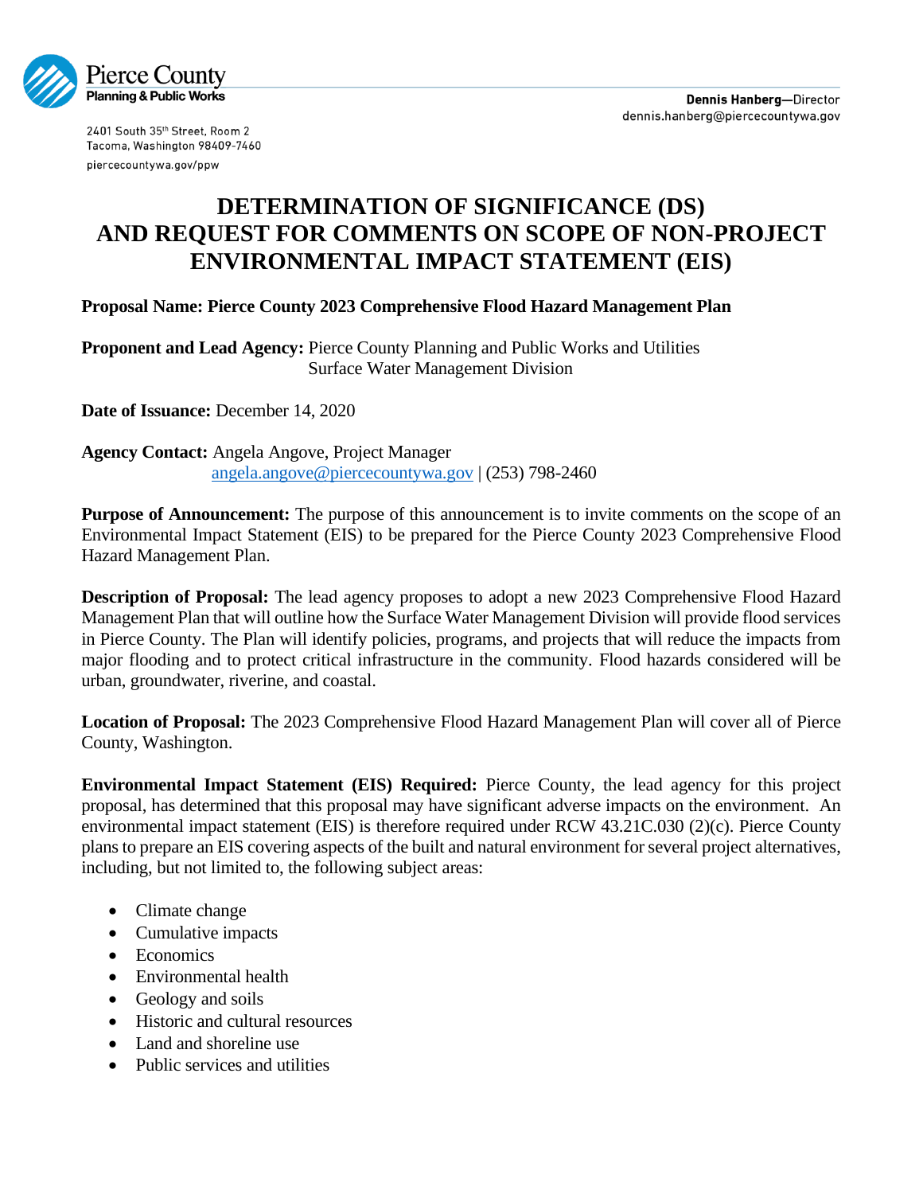Pierce County
Planning & Public Works

2401 South 35th Street, Room 2
Tacoma, Washington 98409-7460
piercecountywa.gov/ppw

**Dennis Hanberg**—Director
dennis.hanberg@piercecountywa.gov

# DETERMINATION OF SIGNIFICANCE (DS) AND REQUEST FOR COMMENTS ON SCOPE OF NON-PROJECT ENVIRONMENTAL IMPACT STATEMENT (EIS)

**Proposal Name: Pierce County 2023 Comprehensive Flood Hazard Management Plan**

**Proponent and Lead Agency:** Pierce County Planning and Public Works and Utilities Surface Water Management Division

**Date of Issuance:** December 14, 2020

**Agency Contact:** Angela Angove, Project Manager
angela.angove@piercecountywa.gov | (253) 798-2460

**Purpose of Announcement:** The purpose of this announcement is to invite comments on the scope of an Environmental Impact Statement (EIS) to be prepared for the Pierce County 2023 Comprehensive Flood Hazard Management Plan.

**Description of Proposal:** The lead agency proposes to adopt a new 2023 Comprehensive Flood Hazard Management Plan that will outline how the Surface Water Management Division will provide flood services in Pierce County. The Plan will identify policies, programs, and projects that will reduce the impacts from major flooding and to protect critical infrastructure in the community. Flood hazards considered will be urban, groundwater, riverine, and coastal.

**Location of Proposal:** The 2023 Comprehensive Flood Hazard Management Plan will cover all of Pierce County, Washington.

**Environmental Impact Statement (EIS) Required:** Pierce County, the lead agency for this project proposal, has determined that this proposal may have significant adverse impacts on the environment. An environmental impact statement (EIS) is therefore required under RCW 43.21C.030 (2)(c). Pierce County plans to prepare an EIS covering aspects of the built and natural environment for several project alternatives, including, but not limited to, the following subject areas:

- Climate change
- Cumulative impacts
- Economics
- Environmental health
- Geology and soils
- Historic and cultural resources
- Land and shoreline use
- Public services and utilities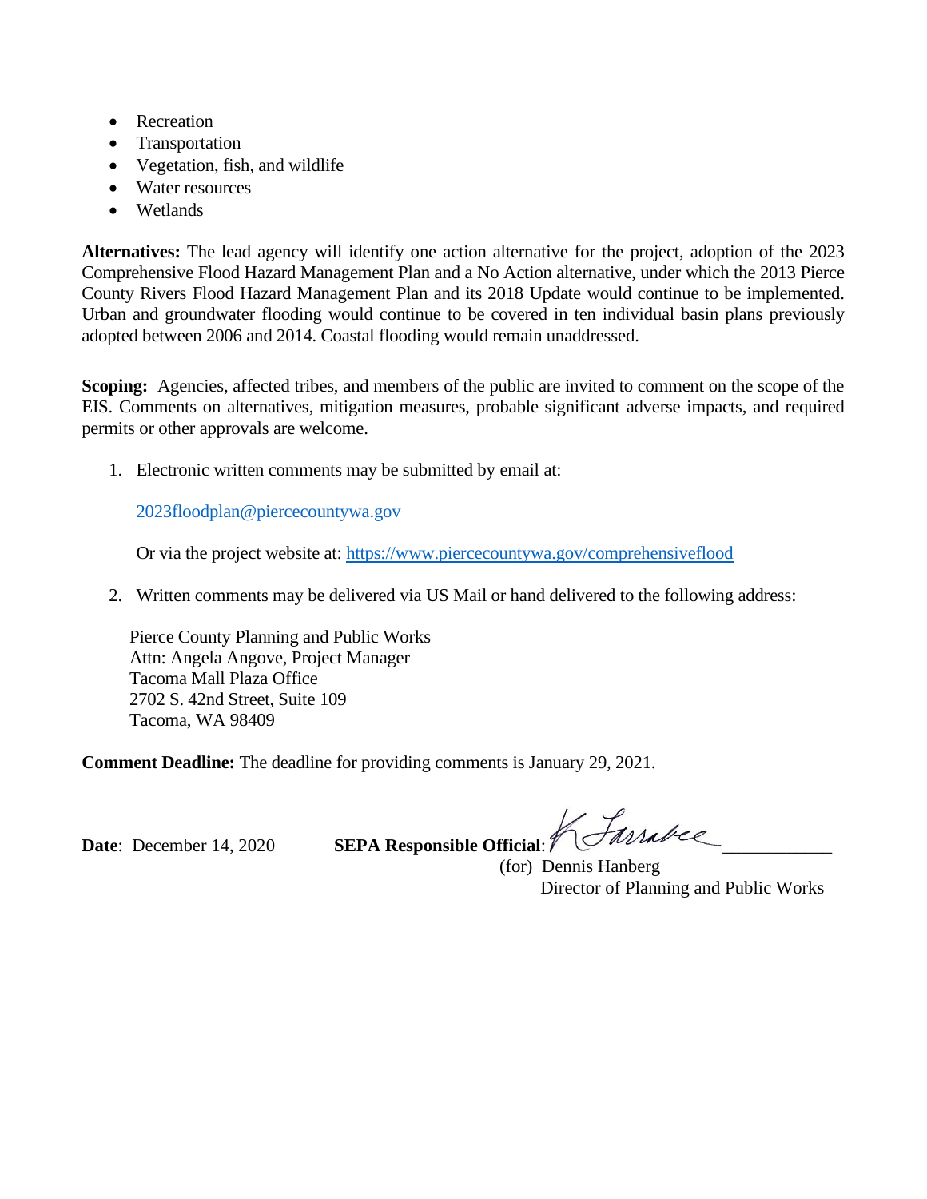- Recreation
- Transportation
- Vegetation, fish, and wildlife
- Water resources
- Wetlands

**Alternatives:** The lead agency will identify one action alternative for the project, adoption of the 2023 Comprehensive Flood Hazard Management Plan and a No Action alternative, under which the 2013 Pierce County Rivers Flood Hazard Management Plan and its 2018 Update would continue to be implemented. Urban and groundwater flooding would continue to be covered in ten individual basin plans previously adopted between 2006 and 2014. Coastal flooding would remain unaddressed.

**Scoping:** Agencies, affected tribes, and members of the public are invited to comment on the scope of the EIS. Comments on alternatives, mitigation measures, probable significant adverse impacts, and required permits or other approvals are welcome.

1. Electronic written comments may be submitted by email at:

   2023floodplan@piercecountywa.gov

   Or via the project website at: https://www.piercecountywa.gov/comprehensiveflood

2. Written comments may be delivered via US Mail or hand delivered to the following address:

   Pierce County Planning and Public Works
   Attn: Angela Angove, Project Manager
   Tacoma Mall Plaza Office
   2702 S. 42nd Street, Suite 109
   Tacoma, WA 98409

**Comment Deadline:** The deadline for providing comments is January 29, 2021.

**Date**: December 14, 2020 **SEPA Responsible Official**: K Larrabee ___________

(for) Dennis Hanberg
Director of Planning and Public Works